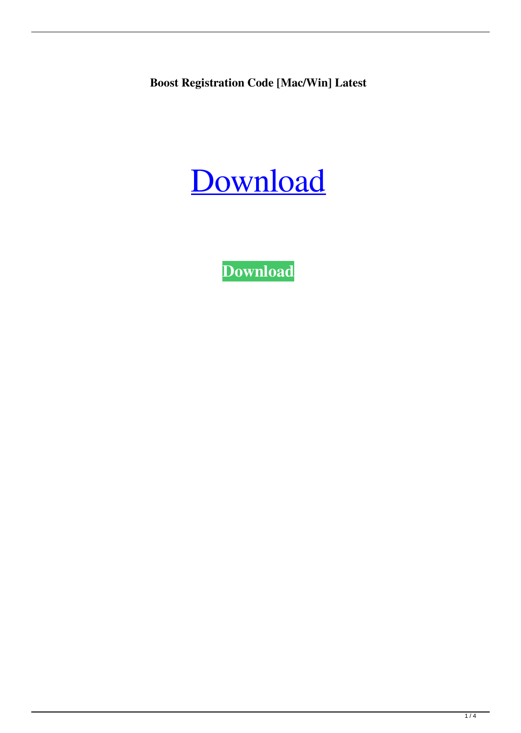**Boost Registration Code [Mac/Win] Latest**

Download

**Download**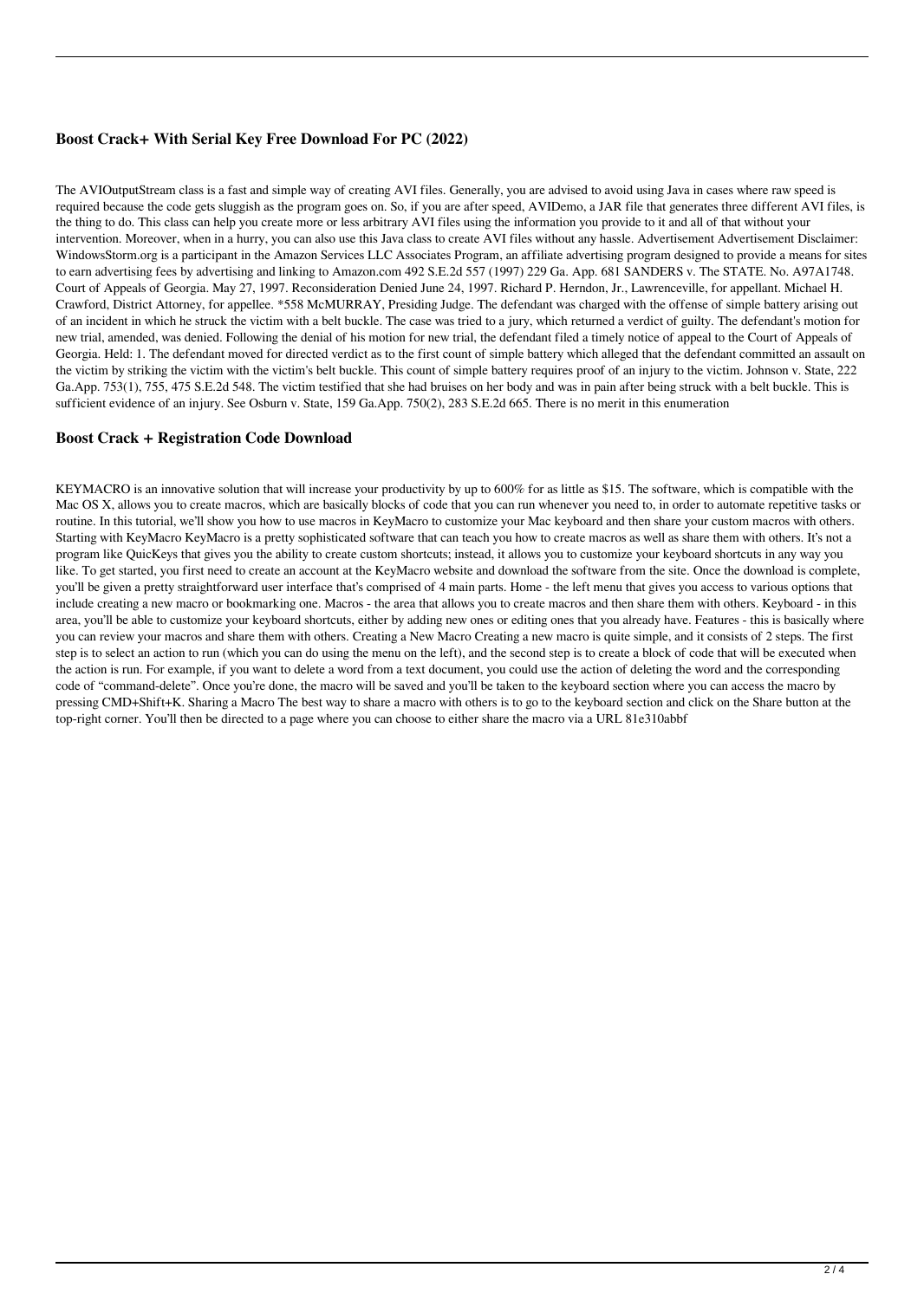### Boost Crack+ With Serial Key Free Download For PC (2022)

The AVIOutputStream class is a fast and simple way of creating AVI files. Generally, you are advised to avoid using Java in cases where raw speed is required because the code gets sluggish as the program goes on. So, if you are after speed, AVIDemo, a JAR file that generates three different AVI files, is the thing to do. This class can help you create more or less arbitrary AVI files using the information you provide to it and all of that without your intervention. Moreover, when in a hurry, you can also use this Java class to create AVI files without any hassle. Advertisement Advertisement Disclaimer: WindowsStorm.org is a participant in the Amazon Services LLC Associates Program, an affiliate advertising program designed to provide a means for sites to earn advertising fees by advertising and linking to Amazon.com 492 S.E.2d 557 (1997) 229 Ga. App. 681 SANDERS v. The STATE. No. A97A1748. Court of Appeals of Georgia. May 27, 1997. Reconsideration Denied June 24, 1997. Richard P. Herndon, Jr., Lawrenceville, for appellant. Michael H. Crawford, District Attorney, for appellee. *558 McMURRAY, Presiding Judge. The defendant was charged with the offense of simple battery arising out of an incident in which he struck the victim with a belt buckle. The case was tried to a jury, which returned a verdict of guilty. The defendant's motion for new trial, amended, was denied. Following the denial of his motion for new trial, the defendant filed a timely notice of appeal to the Court of Appeals of Georgia. Held: 1. The defendant moved for directed verdict as to the first count of simple battery which alleged that the defendant committed an assault on the victim by striking the victim with the victim's belt buckle. This count of simple battery requires proof of an injury to the victim. Johnson v. State, 222 Ga.App. 753(1), 755, 475 S.E.2d 548. The victim testified that she had bruises on her body and was in pain after being struck with a belt buckle. This is sufficient evidence of an injury. See Osburn v. State, 159 Ga.App. 750(2), 283 S.E.2d 665. There is no merit in this enumeration

### Boost Crack + Registration Code Download

KEYMACRO is an innovative solution that will increase your productivity by up to 600% for as little as $15. The software, which is compatible with the Mac OS X, allows you to create macros, which are basically blocks of code that you can run whenever you need to, in order to automate repetitive tasks or routine. In this tutorial, we'll show you how to use macros in KeyMacro to customize your Mac keyboard and then share your custom macros with others. Starting with KeyMacro KeyMacro is a pretty sophisticated software that can teach you how to create macros as well as share them with others. It's not a program like QuicKeys that gives you the ability to create custom shortcuts; instead, it allows you to customize your keyboard shortcuts in any way you like. To get started, you first need to create an account at the KeyMacro website and download the software from the site. Once the download is complete, you'll be given a pretty straightforward user interface that's comprised of 4 main parts. Home - the left menu that gives you access to various options that include creating a new macro or bookmarking one. Macros - the area that allows you to create macros and then share them with others. Keyboard - in this area, you'll be able to customize your keyboard shortcuts, either by adding new ones or editing ones that you already have. Features - this is basically where you can review your macros and share them with others. Creating a New Macro Creating a new macro is quite simple, and it consists of 2 steps. The first step is to select an action to run (which you can do using the menu on the left), and the second step is to create a block of code that will be executed when the action is run. For example, if you want to delete a word from a text document, you could use the action of deleting the word and the corresponding code of "command-delete". Once you're done, the macro will be saved and you'll be taken to the keyboard section where you can access the macro by pressing CMD+Shift+K. Sharing a Macro The best way to share a macro with others is to go to the keyboard section and click on the Share button at the top-right corner. You'll then be directed to a page where you can choose to either share the macro via a URL 81e310abbf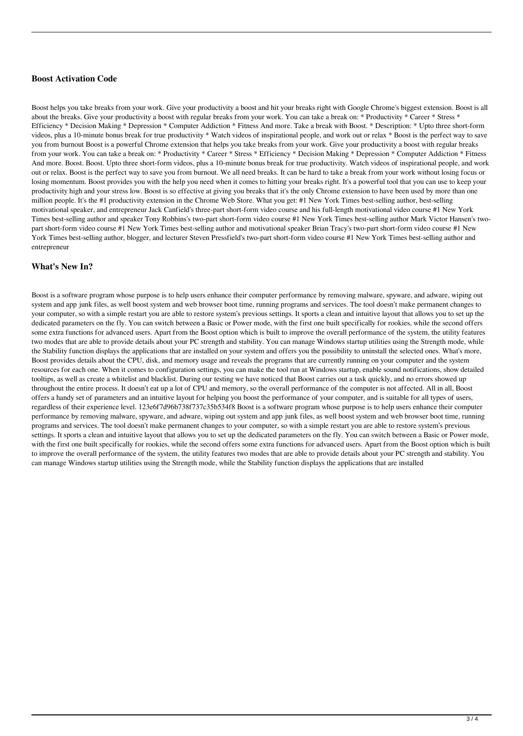### Boost Activation Code

Boost helps you take breaks from your work. Give your productivity a boost and hit your breaks right with Google Chrome's biggest extension. Boost is all about the breaks. Give your productivity a boost with regular breaks from your work. You can take a break on: * Productivity * Career * Stress * Efficiency * Decision Making * Depression * Computer Addiction * Fitness And more. Take a break with Boost. * Description: * Upto three short-form videos, plus a 10-minute bonus break for true productivity * Watch videos of inspirational people, and work out or relax * Boost is the perfect way to save you from burnout Boost is a powerful Chrome extension that helps you take breaks from your work. Give your productivity a boost with regular breaks from your work. You can take a break on: * Productivity * Career * Stress * Efficiency * Decision Making * Depression * Computer Addiction * Fitness And more. Boost. Boost. Upto three short-form videos, plus a 10-minute bonus break for true productivity. Watch videos of inspirational people, and work out or relax. Boost is the perfect way to save you from burnout. We all need breaks. It can be hard to take a break from your work without losing focus or losing momentum. Boost provides you with the help you need when it comes to hitting your breaks right. It's a powerful tool that you can use to keep your productivity high and your stress low. Boost is so effective at giving you breaks that it's the only Chrome extension to have been used by more than one million people. It's the #1 productivity extension in the Chrome Web Store. What you get: #1 New York Times best-selling author, best-selling motivational speaker, and entrepreneur Jack Canfield's three-part short-form video course and his full-length motivational video course #1 New York Times best-selling author and speaker Tony Robbins's two-part short-form video course #1 New York Times best-selling author Mark Victor Hansen's two-part short-form video course #1 New York Times best-selling author and motivational speaker Brian Tracy's two-part short-form video course #1 New York Times best-selling author, blogger, and lecturer Steven Pressfield's two-part short-form video course #1 New York Times best-selling author and entrepreneur

### What's New In?

Boost is a software program whose purpose is to help users enhance their computer performance by removing malware, spyware, and adware, wiping out system and app junk files, as well boost system and web browser boot time, running programs and services. The tool doesn't make permanent changes to your computer, so with a simple restart you are able to restore system's previous settings. It sports a clean and intuitive layout that allows you to set up the dedicated parameters on the fly. You can switch between a Basic or Power mode, with the first one built specifically for rookies, while the second offers some extra functions for advanced users. Apart from the Boost option which is built to improve the overall performance of the system, the utility features two modes that are able to provide details about your PC strength and stability. You can manage Windows startup utilities using the Strength mode, while the Stability function displays the applications that are installed on your system and offers you the possibility to uninstall the selected ones. What's more, Boost provides details about the CPU, disk, and memory usage and reveals the programs that are currently running on your computer and the system resources for each one. When it comes to configuration settings, you can make the tool run at Windows startup, enable sound notifications, show detailed tooltips, as well as create a whitelist and blacklist. During our testing we have noticed that Boost carries out a task quickly, and no errors showed up throughout the entire process. It doesn't eat up a lot of CPU and memory, so the overall performance of the computer is not affected. All in all, Boost offers a handy set of parameters and an intuitive layout for helping you boost the performance of your computer, and is suitable for all types of users, regardless of their experience level. 123e6f7d96b738f737c35b534f8 Boost is a software program whose purpose is to help users enhance their computer performance by removing malware, spyware, and adware, wiping out system and app junk files, as well boost system and web browser boot time, running programs and services. The tool doesn't make permanent changes to your computer, so with a simple restart you are able to restore system's previous settings. It sports a clean and intuitive layout that allows you to set up the dedicated parameters on the fly. You can switch between a Basic or Power mode, with the first one built specifically for rookies, while the second offers some extra functions for advanced users. Apart from the Boost option which is built to improve the overall performance of the system, the utility features two modes that are able to provide details about your PC strength and stability. You can manage Windows startup utilities using the Strength mode, while the Stability function displays the applications that are installed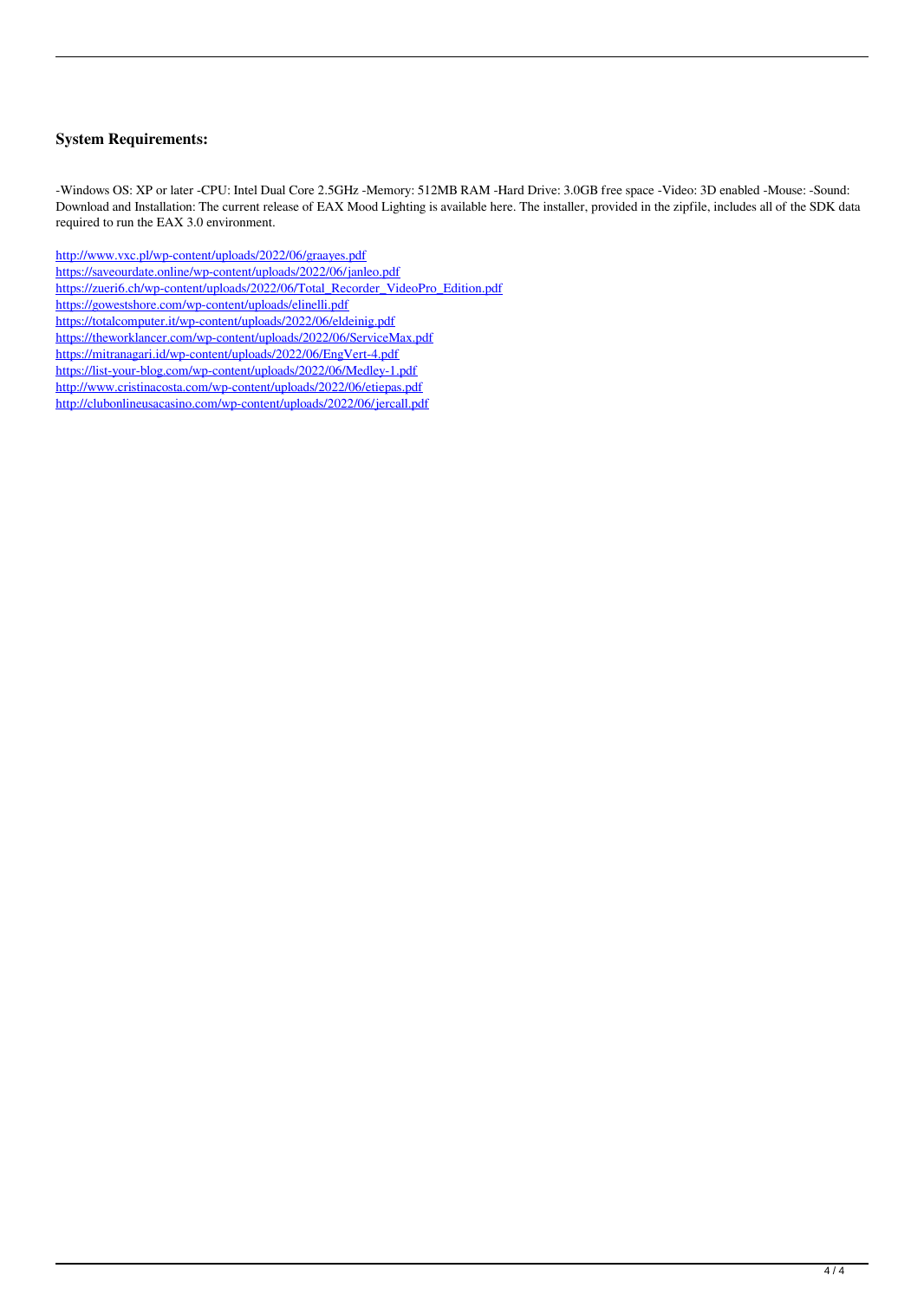### System Requirements:

-Windows OS: XP or later -CPU: Intel Dual Core 2.5GHz -Memory: 512MB RAM -Hard Drive: 3.0GB free space -Video: 3D enabled -Mouse: -Sound: Download and Installation: The current release of EAX Mood Lighting is available here. The installer, provided in the zipfile, includes all of the SDK data required to run the EAX 3.0 environment.

http://www.vxc.pl/wp-content/uploads/2022/06/graayes.pdf
https://saveourdate.online/wp-content/uploads/2022/06/janleo.pdf
https://zueri6.ch/wp-content/uploads/2022/06/Total_Recorder_VideoPro_Edition.pdf
https://gowestshore.com/wp-content/uploads/elinelli.pdf
https://totalcomputer.it/wp-content/uploads/2022/06/eldeinig.pdf
https://theworklancer.com/wp-content/uploads/2022/06/ServiceMax.pdf
https://mitranagari.id/wp-content/uploads/2022/06/EngVert-4.pdf
https://list-your-blog.com/wp-content/uploads/2022/06/Medley-1.pdf
http://www.cristinacosta.com/wp-content/uploads/2022/06/etiepas.pdf
http://clubonlineusacasino.com/wp-content/uploads/2022/06/jercall.pdf